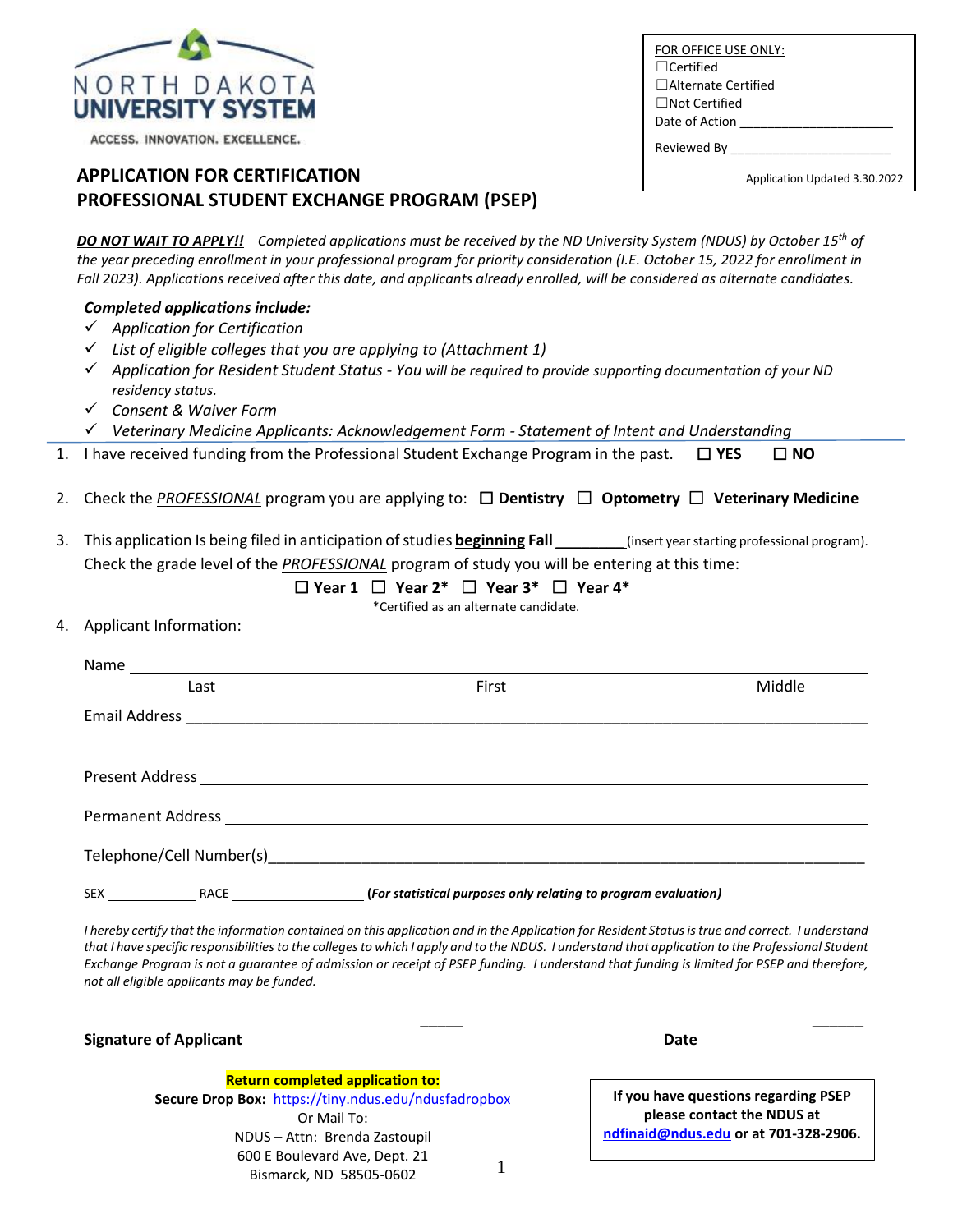NORTH DAKOTA UNIVERSITY SYSTEM

ACCESS. INNOVATION. EXCELLENCE.

FOR OFFICE USE ONLY:
☐Certified
☐Alternate Certified
☐Not Certified
Date of Action ____________________
Reviewed By ______________________

Application Updated 3.30.2022

## APPLICATION FOR CERTIFICATION
## PROFESSIONAL STUDENT EXCHANGE PROGRAM (PSEP)

***DO NOT WAIT TO APPLY!!*** *Completed applications must be received by the ND University System (NDUS) by October 15th of the year preceding enrollment in your professional program for priority consideration (I.E. October 15, 2022 for enrollment in Fall 2023). Applications received after this date, and applicants already enrolled, will be considered as alternate candidates.*

***Completed applications include:***

- ✓ *Application for Certification*
- ✓ *List of eligible colleges that you are applying to (Attachment 1)*
- ✓ *Application for Resident Student Status - You will be required to provide supporting documentation of your ND residency status.*
- ✓ *Consent & Waiver Form*
- ✓ *Veterinary Medicine Applicants: Acknowledgement Form - Statement of Intent and Understanding*

1. I have received funding from the Professional Student Exchange Program in the past. ☐ **YES** ☐ **NO**

2. Check the *PROFESSIONAL* program you are applying to: ☐ **Dentistry** ☐ **Optometry** ☐ **Veterinary Medicine**

3. This application Is being filed in anticipation of studies **beginning Fall** ________(insert year starting professional program).
   Check the grade level of the *PROFESSIONAL* program of study you will be entering at this time:
   ☐ **Year 1** ☐ **Year 2*** ☐ **Year 3*** ☐ **Year 4***
   *Certified as an alternate candidate.

4. Applicant Information:

Name ______________________________________________________________
Last First Middle

Email Address ______________________________________________________

Present Address ____________________________________________________

Permanent Address __________________________________________________

Telephone/Cell Number(s)_____________________________________________

SEX __________ RACE ______________ ***(For statistical purposes only relating to program evaluation)***

*I hereby certify that the information contained on this application and in the Application for Resident Status is true and correct. I understand that I have specific responsibilities to the colleges to which I apply and to the NDUS. I understand that application to the Professional Student Exchange Program is not a guarantee of admission or receipt of PSEP funding. I understand that funding is limited for PSEP and therefore, not all eligible applicants may be funded.*

___________________________________________ ______________
**Signature of Applicant** **Date**

**Return completed application to:**
**Secure Drop Box:** https://tiny.ndus.edu/ndusfadropbox
Or Mail To:
NDUS – Attn: Brenda Zastoupil
600 E Boulevard Ave, Dept. 21
Bismarck, ND 58505-0602

**If you have questions regarding PSEP please contact the NDUS at ndfinaid@ndus.edu or at 701-328-2906.**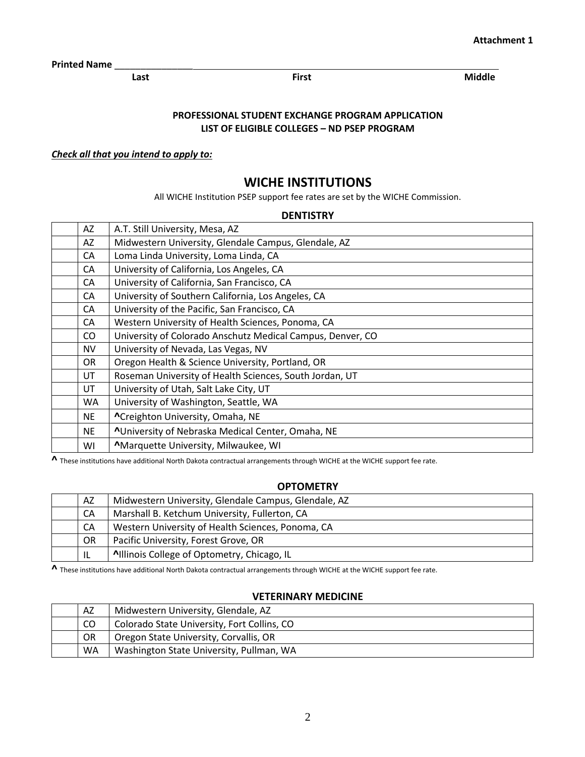**Attachment 1**

**Printed Name** ______________________________________________

**Last** **First** **Middle**

**PROFESSIONAL STUDENT EXCHANGE PROGRAM APPLICATION**
**LIST OF ELIGIBLE COLLEGES – ND PSEP PROGRAM**

***Check all that you intend to apply to:***

## WICHE INSTITUTIONS

All WICHE Institution PSEP support fee rates are set by the WICHE Commission.

### DENTISTRY

| | | |
|---|---|---|
| | AZ | A.T. Still University, Mesa, AZ |
| | AZ | Midwestern University, Glendale Campus, Glendale, AZ |
| | CA | Loma Linda University, Loma Linda, CA |
| | CA | University of California, Los Angeles, CA |
| | CA | University of California, San Francisco, CA |
| | CA | University of Southern California, Los Angeles, CA |
| | CA | University of the Pacific, San Francisco, CA |
| | CA | Western University of Health Sciences, Ponoma, CA |
| | CO | University of Colorado Anschutz Medical Campus, Denver, CO |
| | NV | University of Nevada, Las Vegas, NV |
| | OR | Oregon Health & Science University, Portland, OR |
| | UT | Roseman University of Health Sciences, South Jordan, UT |
| | UT | University of Utah, Salt Lake City, UT |
| | WA | University of Washington, Seattle, WA |
| | NE | **^**Creighton University, Omaha, NE |
| | NE | **^**University of Nebraska Medical Center, Omaha, NE |
| | WI | **^**Marquette University, Milwaukee, WI |

**^** These institutions have additional North Dakota contractual arrangements through WICHE at the WICHE support fee rate.

### OPTOMETRY

| | | |
|---|---|---|
| | AZ | Midwestern University, Glendale Campus, Glendale, AZ |
| | CA | Marshall B. Ketchum University, Fullerton, CA |
| | CA | Western University of Health Sciences, Ponoma, CA |
| | OR | Pacific University, Forest Grove, OR |
| | IL | **^**Illinois College of Optometry, Chicago, IL |

**^** These institutions have additional North Dakota contractual arrangements through WICHE at the WICHE support fee rate.

### VETERINARY MEDICINE

| | | |
|---|---|---|
| | AZ | Midwestern University, Glendale, AZ |
| | CO | Colorado State University, Fort Collins, CO |
| | OR | Oregon State University, Corvallis, OR |
| | WA | Washington State University, Pullman, WA |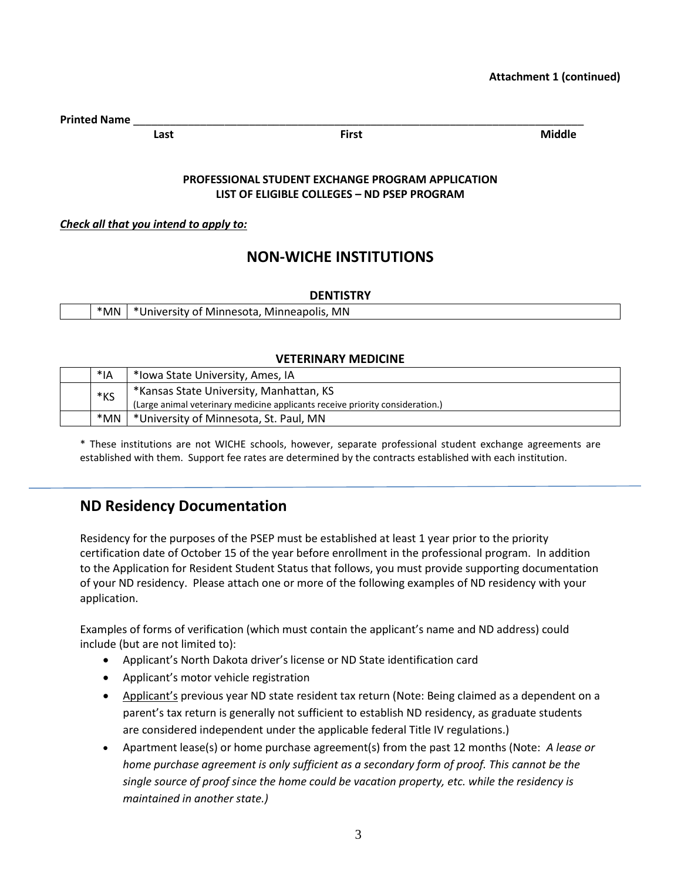**Attachment 1 (continued)**

**Printed Name** ______________________________________________________________________________

**Last** **First** **Middle**

**PROFESSIONAL STUDENT EXCHANGE PROGRAM APPLICATION**
**LIST OF ELIGIBLE COLLEGES – ND PSEP PROGRAM**

***Check all that you intend to apply to:***

# NON-WICHE INSTITUTIONS

### DENTISTRY

| | | |
|---|---|---|
| | *MN | *University of Minnesota, Minneapolis, MN |

### VETERINARY MEDICINE

| | | |
|---|---|---|
| | *IA | *Iowa State University, Ames, IA |
| | *KS | *Kansas State University, Manhattan, KS (Large animal veterinary medicine applicants receive priority consideration.) |
| | *MN | *University of Minnesota, St. Paul, MN |

* These institutions are not WICHE schools, however, separate professional student exchange agreements are established with them. Support fee rates are determined by the contracts established with each institution.

## ND Residency Documentation

Residency for the purposes of the PSEP must be established at least 1 year prior to the priority certification date of October 15 of the year before enrollment in the professional program. In addition to the Application for Resident Student Status that follows, you must provide supporting documentation of your ND residency. Please attach one or more of the following examples of ND residency with your application.

Examples of forms of verification (which must contain the applicant's name and ND address) could include (but are not limited to):

- Applicant's North Dakota driver's license or ND State identification card
- Applicant's motor vehicle registration
- Applicant's previous year ND state resident tax return (Note: Being claimed as a dependent on a parent's tax return is generally not sufficient to establish ND residency, as graduate students are considered independent under the applicable federal Title IV regulations.)
- Apartment lease(s) or home purchase agreement(s) from the past 12 months (Note: *A lease or home purchase agreement is only sufficient as a secondary form of proof. This cannot be the single source of proof since the home could be vacation property, etc. while the residency is maintained in another state.)*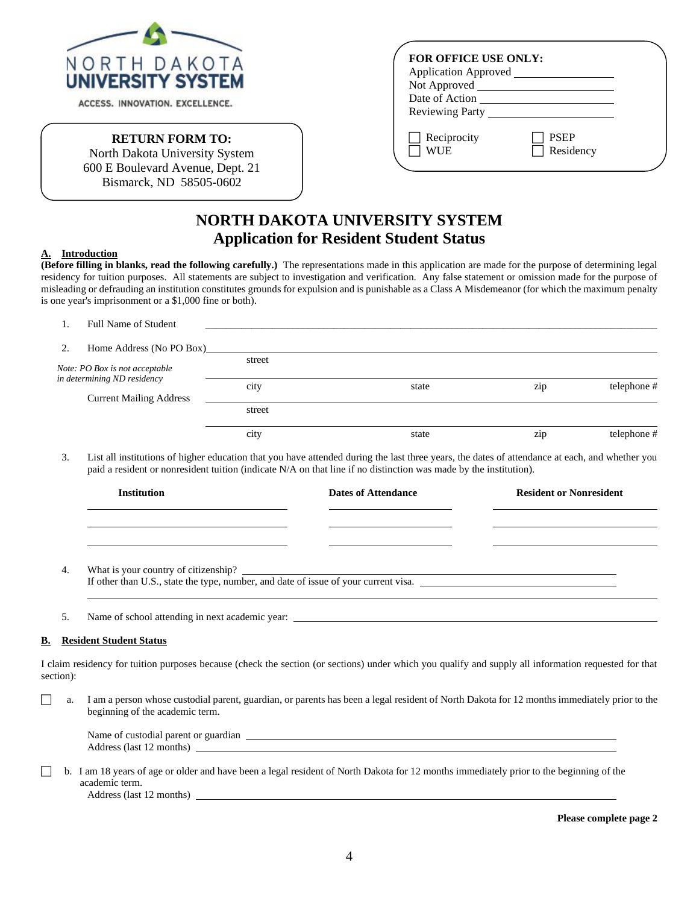NORTH DAKOTA UNIVERSITY SYSTEM

ACCESS. INNOVATION. EXCELLENCE.

**RETURN FORM TO:**
North Dakota University System
600 E Boulevard Avenue, Dept. 21
Bismarck, ND 58505-0602

**FOR OFFICE USE ONLY:**
Application Approved ____________
Not Approved ____________
Date of Action ____________
Reviewing Party ____________

☐ Reciprocity ☐ PSEP
☐ WUE ☐ Residency

# NORTH DAKOTA UNIVERSITY SYSTEM
## Application for Resident Student Status

### A. Introduction

**(Before filling in blanks, read the following carefully.)** The representations made in this application are made for the purpose of determining legal residency for tuition purposes. All statements are subject to investigation and verification. Any false statement or omission made for the purpose of misleading or defrauding an institution constitutes grounds for expulsion and is punishable as a Class A Misdemeanor (for which the maximum penalty is one year's imprisonment or a $1,000 fine or both).

1. Full Name of Student ____________________________________________

2. Home Address (No PO Box) ____________________________________________
   street
   ____________________________________________
   city state zip telephone #

   *Note: PO Box is not acceptable in determining ND residency*

   Current Mailing Address ____________________________________________
   street
   ____________________________________________
   city state zip telephone #

3. List all institutions of higher education that you have attended during the last three years, the dates of attendance at each, and whether you paid a resident or nonresident tuition (indicate N/A on that line if no distinction was made by the institution).

| Institution | Dates of Attendance | Resident or Nonresident |
|---|---|---|
| | | |
| | | |
| | | |

4. What is your country of citizenship? ____________________________________________
   If other than U.S., state the type, number, and date of issue of your current visa. ____________________________________________

5. Name of school attending in next academic year: ____________________________________________

### B. Resident Student Status

I claim residency for tuition purposes because (check the section (or sections) under which you qualify and supply all information requested for that section):

☐ a. I am a person whose custodial parent, guardian, or parents has been a legal resident of North Dakota for 12 months immediately prior to the beginning of the academic term.

   Name of custodial parent or guardian ____________________________________________
   Address (last 12 months) ____________________________________________

☐ b. I am 18 years of age or older and have been a legal resident of North Dakota for 12 months immediately prior to the beginning of the academic term.
   Address (last 12 months) ____________________________________________

**Please complete page 2**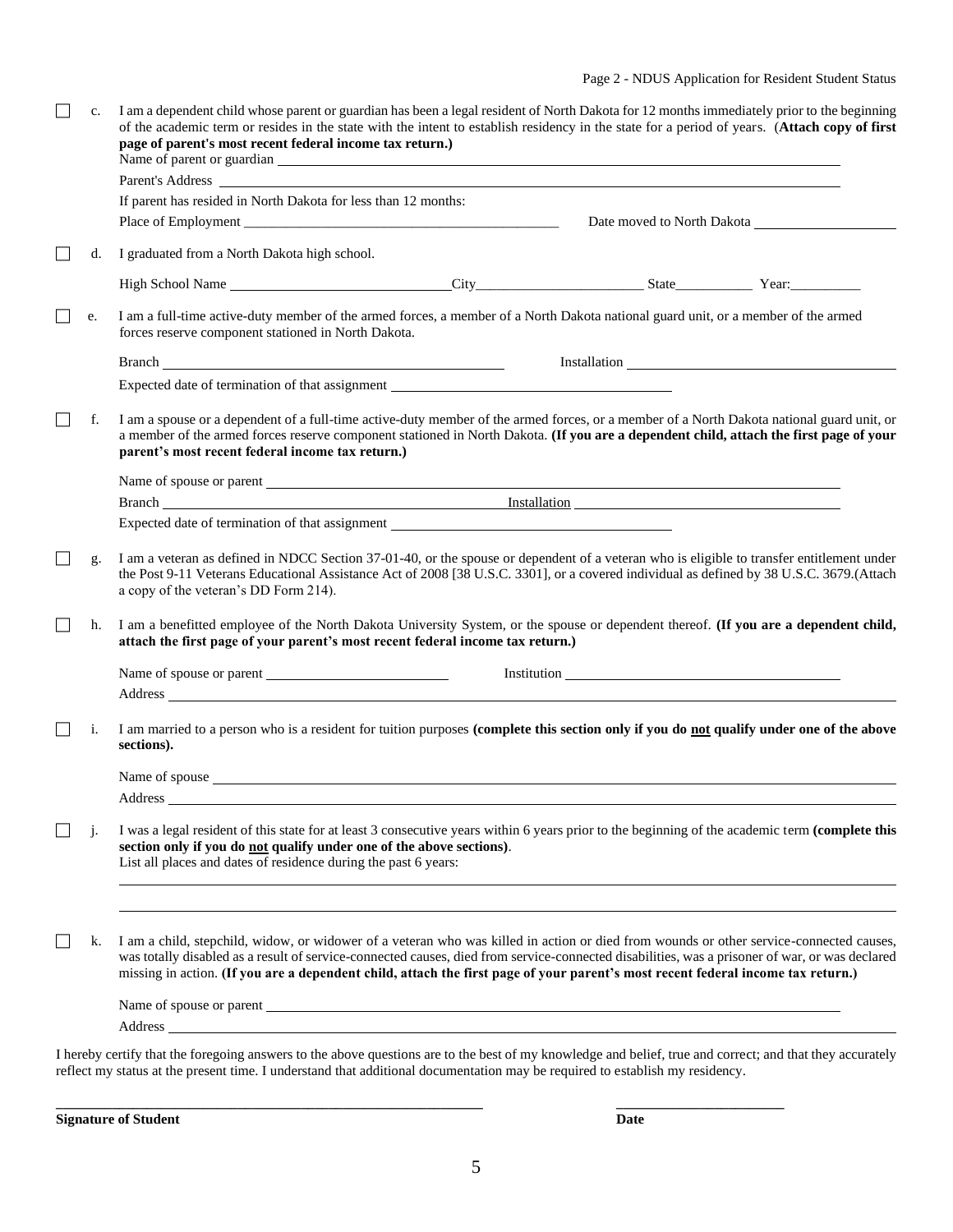☐ c. I am a dependent child whose parent or guardian has been a legal resident of North Dakota for 12 months immediately prior to the beginning of the academic term or resides in the state with the intent to establish residency in the state for a period of years. (**Attach copy of first page of parent's most recent federal income tax return.)**

Name of parent or guardian ____________________

Parent's Address ____________________

If parent has resided in North Dakota for less than 12 months:

Place of Employment ____________________ Date moved to North Dakota ____________________

☐ d. I graduated from a North Dakota high school.

High School Name ____________________ City____________________ State__________ Year:__________

☐ e. I am a full-time active-duty member of the armed forces, a member of a North Dakota national guard unit, or a member of the armed forces reserve component stationed in North Dakota.

Branch ____________________ Installation ____________________

Expected date of termination of that assignment ____________________

☐ f. I am a spouse or a dependent of a full-time active-duty member of the armed forces, or a member of a North Dakota national guard unit, or a member of the armed forces reserve component stationed in North Dakota. **(If you are a dependent child, attach the first page of your parent's most recent federal income tax return.)**

Name of spouse or parent ____________________

Branch ____________________ Installation ____________________

Expected date of termination of that assignment ____________________

☐ g. I am a veteran as defined in NDCC Section 37-01-40, or the spouse or dependent of a veteran who is eligible to transfer entitlement under the Post 9-11 Veterans Educational Assistance Act of 2008 [38 U.S.C. 3301], or a covered individual as defined by 38 U.S.C. 3679.(Attach a copy of the veteran's DD Form 214).

☐ h. I am a benefitted employee of the North Dakota University System, or the spouse or dependent thereof. **(If you are a dependent child, attach the first page of your parent's most recent federal income tax return.)**

Name of spouse or parent ____________________ Institution ____________________

Address ____________________

☐ i. I am married to a person who is a resident for tuition purposes **(complete this section only if you do <u>not</u> qualify under one of the above sections).**

Name of spouse ____________________

Address ____________________

☐ j. I was a legal resident of this state for at least 3 consecutive years within 6 years prior to the beginning of the academic term **(complete this section only if you do <u>not</u> qualify under one of the above sections)**.
List all places and dates of residence during the past 6 years:

____________________

____________________

☐ k. I am a child, stepchild, widow, or widower of a veteran who was killed in action or died from wounds or other service-connected causes, was totally disabled as a result of service-connected causes, died from service-connected disabilities, was a prisoner of war, or was declared missing in action. **(If you are a dependent child, attach the first page of your parent's most recent federal income tax return.)**

Name of spouse or parent ____________________

Address ____________________

I hereby certify that the foregoing answers to the above questions are to the best of my knowledge and belief, true and correct; and that they accurately reflect my status at the present time. I understand that additional documentation may be required to establish my residency.

____________________ ____________________

**Signature of Student** **Date**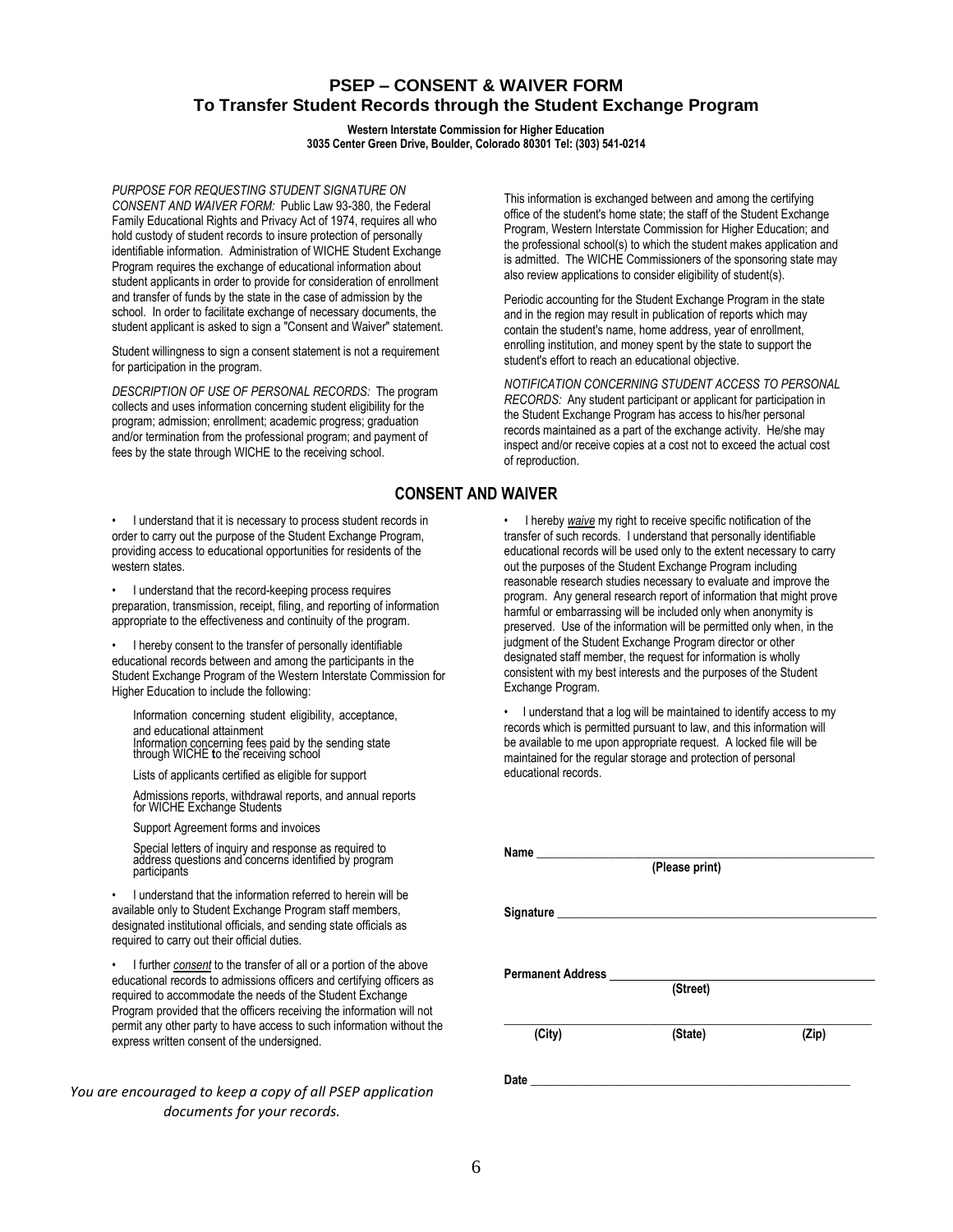# PSEP – CONSENT & WAIVER FORM

## To Transfer Student Records through the Student Exchange Program

**Western Interstate Commission for Higher Education**
**3035 Center Green Drive, Boulder, Colorado 80301 Tel: (303) 541-0214**

*PURPOSE FOR REQUESTING STUDENT SIGNATURE ON CONSENT AND WAIVER FORM:* Public Law 93-380, the Federal Family Educational Rights and Privacy Act of 1974, requires all who hold custody of student records to insure protection of personally identifiable information. Administration of WICHE Student Exchange Program requires the exchange of educational information about student applicants in order to provide for consideration of enrollment and transfer of funds by the state in the case of admission by the school. In order to facilitate exchange of necessary documents, the student applicant is asked to sign a "Consent and Waiver" statement.

Student willingness to sign a consent statement is not a requirement for participation in the program.

*DESCRIPTION OF USE OF PERSONAL RECORDS:* The program collects and uses information concerning student eligibility for the program; admission; enrollment; academic progress; graduation and/or termination from the professional program; and payment of fees by the state through WICHE to the receiving school.

This information is exchanged between and among the certifying office of the student's home state; the staff of the Student Exchange Program, Western Interstate Commission for Higher Education; and the professional school(s) to which the student makes application and is admitted. The WICHE Commissioners of the sponsoring state may also review applications to consider eligibility of student(s).

Periodic accounting for the Student Exchange Program in the state and in the region may result in publication of reports which may contain the student's name, home address, year of enrollment, enrolling institution, and money spent by the state to support the student's effort to reach an educational objective.

*NOTIFICATION CONCERNING STUDENT ACCESS TO PERSONAL RECORDS:* Any student participant or applicant for participation in the Student Exchange Program has access to his/her personal records maintained as a part of the exchange activity. He/she may inspect and/or receive copies at a cost not to exceed the actual cost of reproduction.

## CONSENT AND WAIVER

- I understand that it is necessary to process student records in order to carry out the purpose of the Student Exchange Program, providing access to educational opportunities for residents of the western states.
- I understand that the record-keeping process requires preparation, transmission, receipt, filing, and reporting of information appropriate to the effectiveness and continuity of the program.
- I hereby consent to the transfer of personally identifiable educational records between and among the participants in the Student Exchange Program of the Western Interstate Commission for Higher Education to include the following:

  Information concerning student eligibility, acceptance, and educational attainment

  Information concerning fees paid by the sending state through WICHE to the receiving school

  Lists of applicants certified as eligible for support

  Admissions reports, withdrawal reports, and annual reports for WICHE Exchange Students

  Support Agreement forms and invoices

  Special letters of inquiry and response as required to address questions and concerns identified by program participants

- I understand that the information referred to herein will be available only to Student Exchange Program staff members, designated institutional officials, and sending state officials as required to carry out their official duties.
- I further *consent* to the transfer of all or a portion of the above educational records to admissions officers and certifying officers as required to accommodate the needs of the Student Exchange Program provided that the officers receiving the information will not permit any other party to have access to such information without the express written consent of the undersigned.
- I hereby *waive* my right to receive specific notification of the transfer of such records. I understand that personally identifiable educational records will be used only to the extent necessary to carry out the purposes of the Student Exchange Program including reasonable research studies necessary to evaluate and improve the program. Any general research report of information that might prove harmful or embarrassing will be included only when anonymity is preserved. Use of the information will be permitted only when, in the judgment of the Student Exchange Program director or other designated staff member, the request for information is wholly consistent with my best interests and the purposes of the Student Exchange Program.
- I understand that a log will be maintained to identify access to my records which is permitted pursuant to law, and this information will be available to me upon appropriate request. A locked file will be maintained for the regular storage and protection of personal educational records.

**Name** ______________________________________________
**(Please print)**

**Signature** ______________________________________________

**Permanent Address** ______________________________________________
**(Street)**

______________________________________________
**(City)** **(State)** **(Zip)**

**Date** ______________________________________________

*You are encouraged to keep a copy of all PSEP application documents for your records.*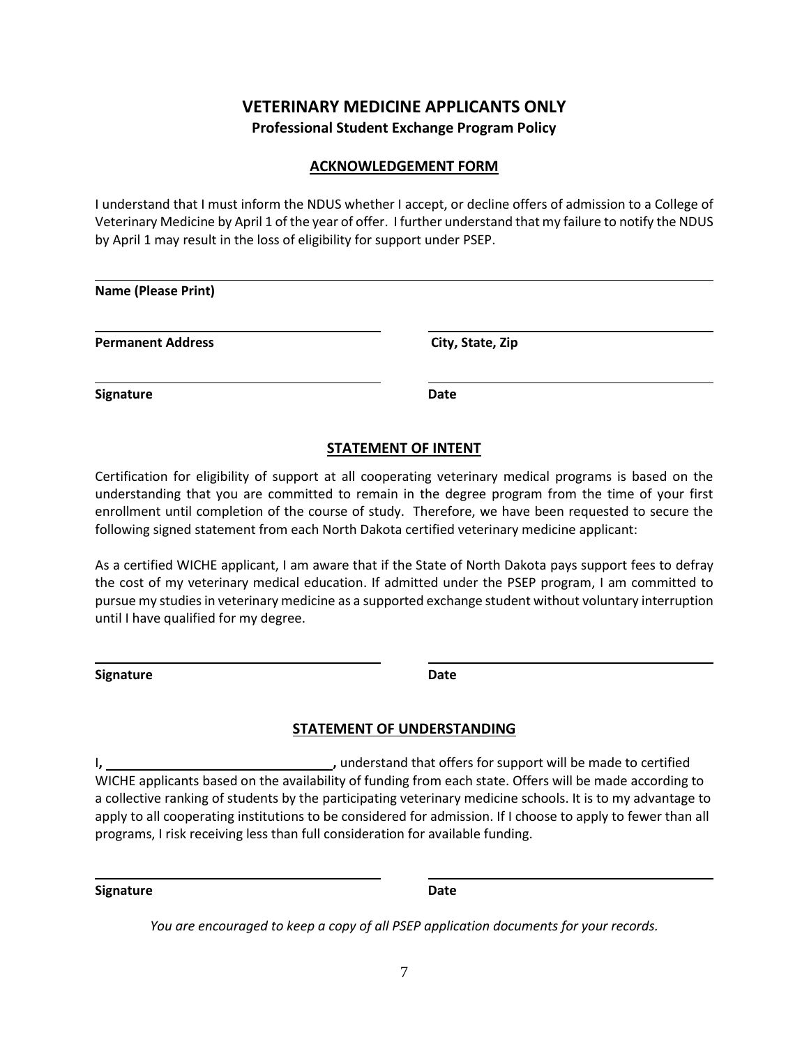# VETERINARY MEDICINE APPLICANTS ONLY

**Professional Student Exchange Program Policy**

## ACKNOWLEDGEMENT FORM

I understand that I must inform the NDUS whether I accept, or decline offers of admission to a College of Veterinary Medicine by April 1 of the year of offer. I further understand that my failure to notify the NDUS by April 1 may result in the loss of eligibility for support under PSEP.

\_\_\_\_\_\_\_\_\_\_\_\_\_\_\_\_\_\_\_\_\_\_\_\_\_\_\_\_\_\_\_\_\_\_\_\_\_\_\_\_\_\_\_\_

**Name (Please Print)**

\_\_\_\_\_\_\_\_\_\_\_\_\_\_\_\_\_\_\_\_\_\_\_\_\_\_ \_\_\_\_\_\_\_\_\_\_\_\_\_\_\_\_\_\_\_\_\_\_\_\_\_\_

**Permanent Address** **City, State, Zip**

\_\_\_\_\_\_\_\_\_\_\_\_\_\_\_\_\_\_\_\_\_\_\_\_\_\_ \_\_\_\_\_\_\_\_\_\_\_\_\_\_\_\_\_\_\_\_\_\_\_\_\_\_

**Signature** **Date**

## STATEMENT OF INTENT

Certification for eligibility of support at all cooperating veterinary medical programs is based on the understanding that you are committed to remain in the degree program from the time of your first enrollment until completion of the course of study. Therefore, we have been requested to secure the following signed statement from each North Dakota certified veterinary medicine applicant:

As a certified WICHE applicant, I am aware that if the State of North Dakota pays support fees to defray the cost of my veterinary medical education. If admitted under the PSEP program, I am committed to pursue my studies in veterinary medicine as a supported exchange student without voluntary interruption until I have qualified for my degree.

\_\_\_\_\_\_\_\_\_\_\_\_\_\_\_\_\_\_\_\_\_\_\_\_\_\_ \_\_\_\_\_\_\_\_\_\_\_\_\_\_\_\_\_\_\_\_\_\_\_\_\_\_

**Signature** **Date**

## STATEMENT OF UNDERSTANDING

I**, \_\_\_\_\_\_\_\_\_\_\_\_\_\_\_\_\_\_\_\_\_\_\_\_,** understand that offers for support will be made to certified WICHE applicants based on the availability of funding from each state. Offers will be made according to a collective ranking of students by the participating veterinary medicine schools. It is to my advantage to apply to all cooperating institutions to be considered for admission. If I choose to apply to fewer than all programs, I risk receiving less than full consideration for available funding.

\_\_\_\_\_\_\_\_\_\_\_\_\_\_\_\_\_\_\_\_\_\_\_\_\_\_ \_\_\_\_\_\_\_\_\_\_\_\_\_\_\_\_\_\_\_\_\_\_\_\_\_\_

**Signature** **Date**

*You are encouraged to keep a copy of all PSEP application documents for your records.*